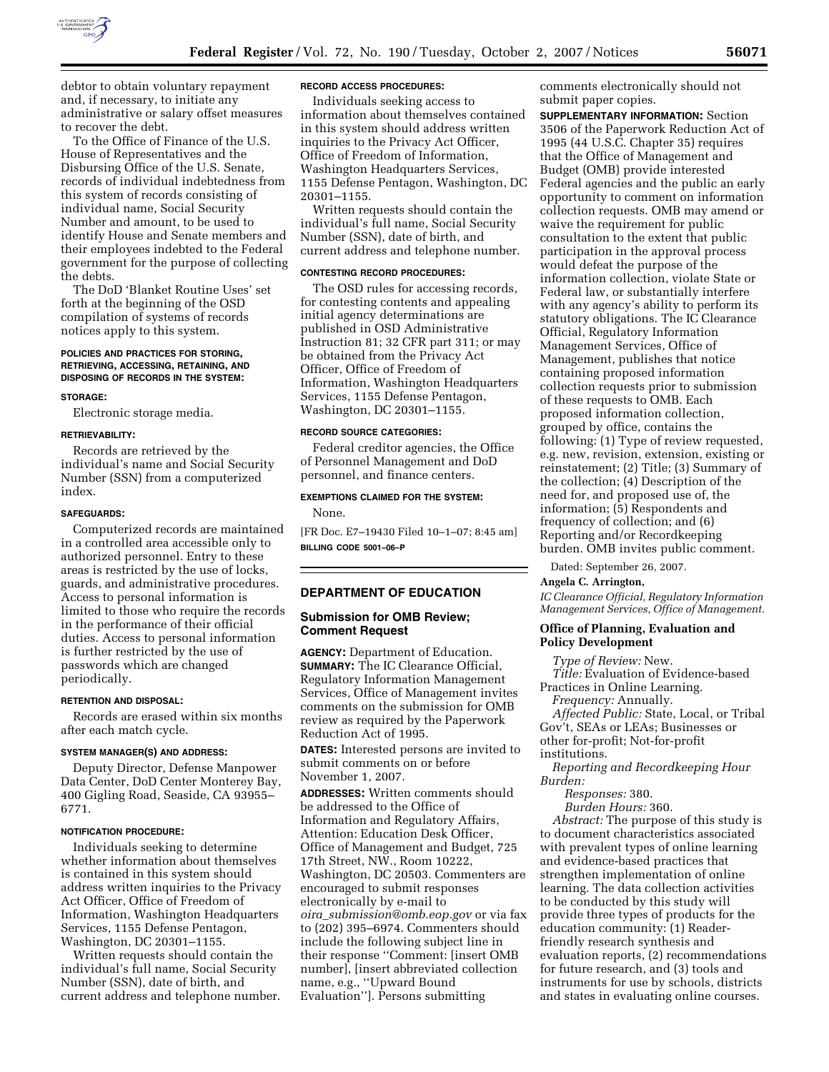debtor to obtain voluntary repayment and, if necessary, to initiate any administrative or salary offset measures to recover the debt.

To the Office of Finance of the U.S. House of Representatives and the Disbursing Office of the U.S. Senate, records of individual indebtedness from this system of records consisting of individual name, Social Security Number and amount, to be used to identify House and Senate members and their employees indebted to the Federal government for the purpose of collecting the debts.

The DoD 'Blanket Routine Uses' set forth at the beginning of the OSD compilation of systems of records notices apply to this system.

#### POLICIES AND PRACTICES FOR STORING, RETRIEVING, ACCESSING, RETAINING, AND DISPOSING OF RECORDS IN THE SYSTEM:

#### STORAGE:

Electronic storage media.

#### RETRIEVABILITY:

Records are retrieved by the individual's name and Social Security Number (SSN) from a computerized index.

#### SAFEGUARDS:

Computerized records are maintained in a controlled area accessible only to authorized personnel. Entry to these areas is restricted by the use of locks, guards, and administrative procedures. Access to personal information is limited to those who require the records in the performance of their official duties. Access to personal information is further restricted by the use of passwords which are changed periodically.

#### RETENTION AND DISPOSAL:

Records are erased within six months after each match cycle.

#### SYSTEM MANAGER(S) AND ADDRESS:

Deputy Director, Defense Manpower Data Center, DoD Center Monterey Bay, 400 Gigling Road, Seaside, CA 93955–6771.

#### NOTIFICATION PROCEDURE:

Individuals seeking to determine whether information about themselves is contained in this system should address written inquiries to the Privacy Act Officer, Office of Freedom of Information, Washington Headquarters Services, 1155 Defense Pentagon, Washington, DC 20301–1155.

Written requests should contain the individual's full name, Social Security Number (SSN), date of birth, and current address and telephone number.

#### RECORD ACCESS PROCEDURES:

Individuals seeking access to information about themselves contained in this system should address written inquiries to the Privacy Act Officer, Office of Freedom of Information, Washington Headquarters Services, 1155 Defense Pentagon, Washington, DC 20301–1155.

Written requests should contain the individual's full name, Social Security Number (SSN), date of birth, and current address and telephone number.

#### CONTESTING RECORD PROCEDURES:

The OSD rules for accessing records, for contesting contents and appealing initial agency determinations are published in OSD Administrative Instruction 81; 32 CFR part 311; or may be obtained from the Privacy Act Officer, Office of Freedom of Information, Washington Headquarters Services, 1155 Defense Pentagon, Washington, DC 20301–1155.

#### RECORD SOURCE CATEGORIES:

Federal creditor agencies, the Office of Personnel Management and DoD personnel, and finance centers.

#### EXEMPTIONS CLAIMED FOR THE SYSTEM:

None.

[FR Doc. E7–19430 Filed 10–1–07; 8:45 am]

**BILLING CODE 5001–06–P**

## DEPARTMENT OF EDUCATION

### Submission for OMB Review; Comment Request

**AGENCY:** Department of Education.

**SUMMARY:** The IC Clearance Official, Regulatory Information Management Services, Office of Management invites comments on the submission for OMB review as required by the Paperwork Reduction Act of 1995.

**DATES:** Interested persons are invited to submit comments on or before November 1, 2007.

**ADDRESSES:** Written comments should be addressed to the Office of Information and Regulatory Affairs, Attention: Education Desk Officer, Office of Management and Budget, 725 17th Street, NW., Room 10222, Washington, DC 20503. Commenters are encouraged to submit responses electronically by e-mail to *oira_submission@omb.eop.gov* or via fax to (202) 395–6974. Commenters should include the following subject line in their response ''Comment: [insert OMB number], [insert abbreviated collection name, e.g., ''Upward Bound Evaluation'']. Persons submitting comments electronically should not submit paper copies.

**SUPPLEMENTARY INFORMATION:** Section 3506 of the Paperwork Reduction Act of 1995 (44 U.S.C. Chapter 35) requires that the Office of Management and Budget (OMB) provide interested Federal agencies and the public an early opportunity to comment on information collection requests. OMB may amend or waive the requirement for public consultation to the extent that public participation in the approval process would defeat the purpose of the information collection, violate State or Federal law, or substantially interfere with any agency's ability to perform its statutory obligations. The IC Clearance Official, Regulatory Information Management Services, Office of Management, publishes that notice containing proposed information collection requests prior to submission of these requests to OMB. Each proposed information collection, grouped by office, contains the following: (1) Type of review requested, e.g. new, revision, extension, existing or reinstatement; (2) Title; (3) Summary of the collection; (4) Description of the need for, and proposed use of, the information; (5) Respondents and frequency of collection; and (6) Reporting and/or Recordkeeping burden. OMB invites public comment.

Dated: September 26, 2007.

**Angela C. Arrington,**

*IC Clearance Official, Regulatory Information Management Services, Office of Management.*

### Office of Planning, Evaluation and Policy Development

*Type of Review:* New.

*Title:* Evaluation of Evidence-based Practices in Online Learning.

*Frequency:* Annually.

*Affected Public:* State, Local, or Tribal Gov't, SEAs or LEAs; Businesses or other for-profit; Not-for-profit institutions.

*Reporting and Recordkeeping Hour Burden:*

*Responses:* 380.

*Burden Hours:* 360.

*Abstract:* The purpose of this study is to document characteristics associated with prevalent types of online learning and evidence-based practices that strengthen implementation of online learning. The data collection activities to be conducted by this study will provide three types of products for the education community: (1) Reader-friendly research synthesis and evaluation reports, (2) recommendations for future research, and (3) tools and instruments for use by schools, districts and states in evaluating online courses.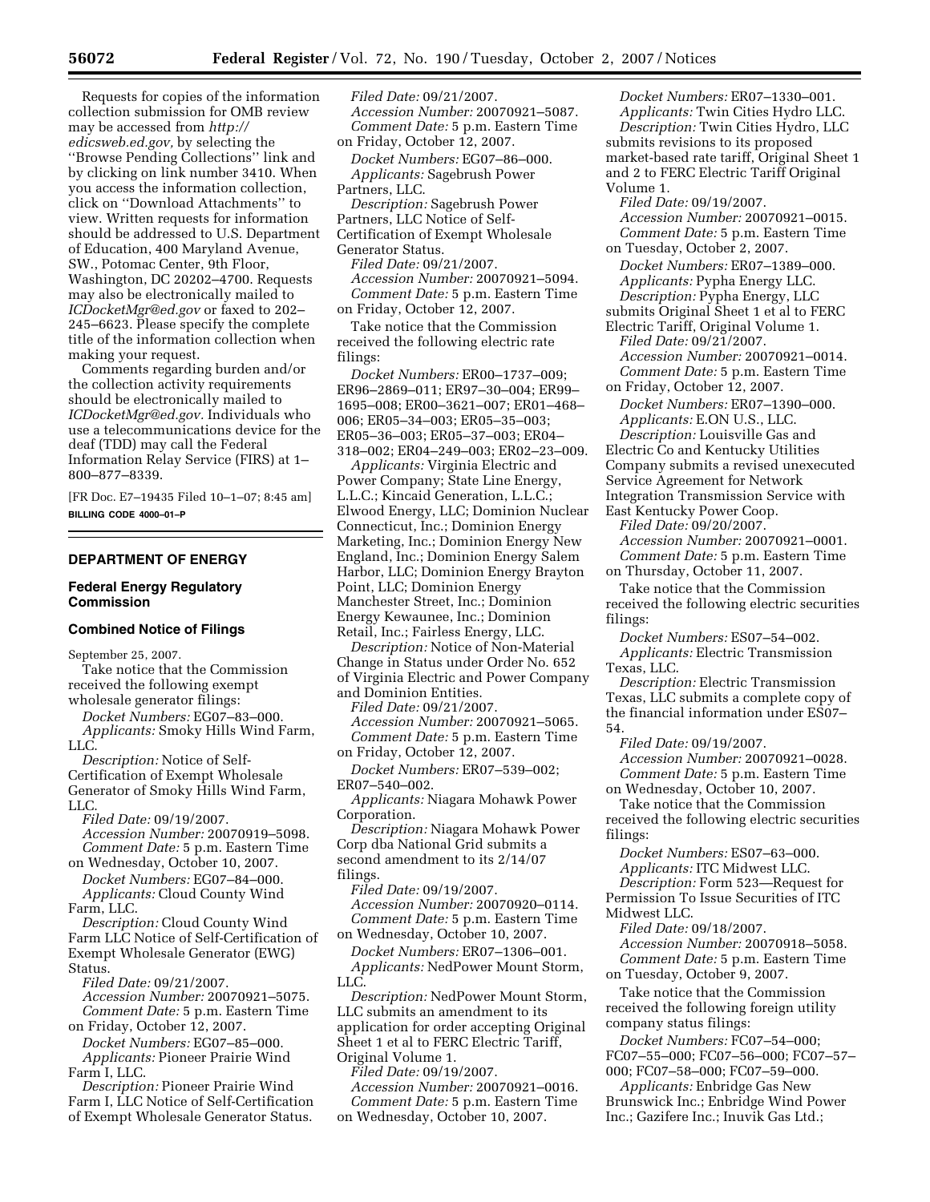Requests for copies of the information collection submission for OMB review may be accessed from *http://edicsweb.ed.gov,* by selecting the ''Browse Pending Collections'' link and by clicking on link number 3410. When you access the information collection, click on ''Download Attachments'' to view. Written requests for information should be addressed to U.S. Department of Education, 400 Maryland Avenue, SW., Potomac Center, 9th Floor, Washington, DC 20202–4700. Requests may also be electronically mailed to *ICDocketMgr@ed.gov* or faxed to 202–245–6623. Please specify the complete title of the information collection when making your request.

Comments regarding burden and/or the collection activity requirements should be electronically mailed to *ICDocketMgr@ed.gov.* Individuals who use a telecommunications device for the deaf (TDD) may call the Federal Information Relay Service (FIRS) at 1–800–877–8339.

[FR Doc. E7–19435 Filed 10–1–07; 8:45 am]

**BILLING CODE 4000–01–P**

## DEPARTMENT OF ENERGY

### Federal Energy Regulatory Commission

### Combined Notice of Filings

September 25, 2007.

Take notice that the Commission received the following exempt wholesale generator filings:

*Docket Numbers:* EG07–83–000.
*Applicants:* Smoky Hills Wind Farm, LLC.
*Description:* Notice of Self-Certification of Exempt Wholesale Generator of Smoky Hills Wind Farm, LLC.
*Filed Date:* 09/19/2007.
*Accession Number:* 20070919–5098.
*Comment Date:* 5 p.m. Eastern Time on Wednesday, October 10, 2007.

*Docket Numbers:* EG07–84–000.
*Applicants:* Cloud County Wind Farm, LLC.
*Description:* Cloud County Wind Farm LLC Notice of Self-Certification of Exempt Wholesale Generator (EWG) Status.
*Filed Date:* 09/21/2007.
*Accession Number:* 20070921–5075.
*Comment Date:* 5 p.m. Eastern Time on Friday, October 12, 2007.

*Docket Numbers:* EG07–85–000.
*Applicants:* Pioneer Prairie Wind Farm I, LLC.
*Description:* Pioneer Prairie Wind Farm I, LLC Notice of Self-Certification of Exempt Wholesale Generator Status.
*Filed Date:* 09/21/2007.
*Accession Number:* 20070921–5087.
*Comment Date:* 5 p.m. Eastern Time on Friday, October 12, 2007.

*Docket Numbers:* EG07–86–000.
*Applicants:* Sagebrush Power Partners, LLC.
*Description:* Sagebrush Power Partners, LLC Notice of Self-Certification of Exempt Wholesale Generator Status.
*Filed Date:* 09/21/2007.
*Accession Number:* 20070921–5094.
*Comment Date:* 5 p.m. Eastern Time on Friday, October 12, 2007.

Take notice that the Commission received the following electric rate filings:

*Docket Numbers:* ER00–1737–009; ER96–2869–011; ER97–30–004; ER99–1695–008; ER00–3621–007; ER01–468–006; ER05–34–003; ER05–35–003; ER05–36–003; ER05–37–003; ER04–318–002; ER04–249–003; ER02–23–009.
*Applicants:* Virginia Electric and Power Company; State Line Energy, L.L.C.; Kincaid Generation, L.L.C.; Elwood Energy, LLC; Dominion Nuclear Connecticut, Inc.; Dominion Energy Marketing, Inc.; Dominion Energy New England, Inc.; Dominion Energy Salem Harbor, LLC; Dominion Energy Brayton Point, LLC; Dominion Energy Manchester Street, Inc.; Dominion Energy Kewaunee, Inc.; Dominion Retail, Inc.; Fairless Energy, LLC.
*Description:* Notice of Non-Material Change in Status under Order No. 652 of Virginia Electric and Power Company and Dominion Entities.
*Filed Date:* 09/21/2007.
*Accession Number:* 20070921–5065.
*Comment Date:* 5 p.m. Eastern Time on Friday, October 12, 2007.

*Docket Numbers:* ER07–539–002; ER07–540–002.
*Applicants:* Niagara Mohawk Power Corporation.
*Description:* Niagara Mohawk Power Corp dba National Grid submits a second amendment to its 2/14/07 filings.
*Filed Date:* 09/19/2007.
*Accession Number:* 20070920–0114.
*Comment Date:* 5 p.m. Eastern Time on Wednesday, October 10, 2007.

*Docket Numbers:* ER07–1306–001.
*Applicants:* NedPower Mount Storm, LLC.
*Description:* NedPower Mount Storm, LLC submits an amendment to its application for order accepting Original Sheet 1 et al to FERC Electric Tariff, Original Volume 1.
*Filed Date:* 09/19/2007.
*Accession Number:* 20070921–0016.
*Comment Date:* 5 p.m. Eastern Time on Wednesday, October 10, 2007.

*Docket Numbers:* ER07–1330–001.
*Applicants:* Twin Cities Hydro LLC.
*Description:* Twin Cities Hydro, LLC submits revisions to its proposed market-based rate tariff, Original Sheet 1 and 2 to FERC Electric Tariff Original Volume 1.
*Filed Date:* 09/19/2007.
*Accession Number:* 20070921–0015.
*Comment Date:* 5 p.m. Eastern Time on Tuesday, October 2, 2007.

*Docket Numbers:* ER07–1389–000.
*Applicants:* Pypha Energy LLC.
*Description:* Pypha Energy, LLC submits Original Sheet 1 et al to FERC Electric Tariff, Original Volume 1.
*Filed Date:* 09/21/2007.
*Accession Number:* 20070921–0014.
*Comment Date:* 5 p.m. Eastern Time on Friday, October 12, 2007.

*Docket Numbers:* ER07–1390–000.
*Applicants:* E.ON U.S., LLC.
*Description:* Louisville Gas and Electric Co and Kentucky Utilities Company submits a revised unexecuted Service Agreement for Network Integration Transmission Service with East Kentucky Power Coop.
*Filed Date:* 09/20/2007.
*Accession Number:* 20070921–0001.
*Comment Date:* 5 p.m. Eastern Time on Thursday, October 11, 2007.

Take notice that the Commission received the following electric securities filings:

*Docket Numbers:* ES07–54–002.
*Applicants:* Electric Transmission Texas, LLC.
*Description:* Electric Transmission Texas, LLC submits a complete copy of the financial information under ES07–54.
*Filed Date:* 09/19/2007.
*Accession Number:* 20070921–0028.
*Comment Date:* 5 p.m. Eastern Time on Wednesday, October 10, 2007.

Take notice that the Commission received the following electric securities filings:

*Docket Numbers:* ES07–63–000.
*Applicants:* ITC Midwest LLC.
*Description:* Form 523—Request for Permission To Issue Securities of ITC Midwest LLC.
*Filed Date:* 09/18/2007.
*Accession Number:* 20070918–5058.
*Comment Date:* 5 p.m. Eastern Time on Tuesday, October 9, 2007.

Take notice that the Commission received the following foreign utility company status filings:

*Docket Numbers:* FC07–54–000; FC07–55–000; FC07–56–000; FC07–57–000; FC07–58–000; FC07–59–000.
*Applicants:* Enbridge Gas New Brunswick Inc.; Enbridge Wind Power Inc.; Gazifere Inc.; Inuvik Gas Ltd.;